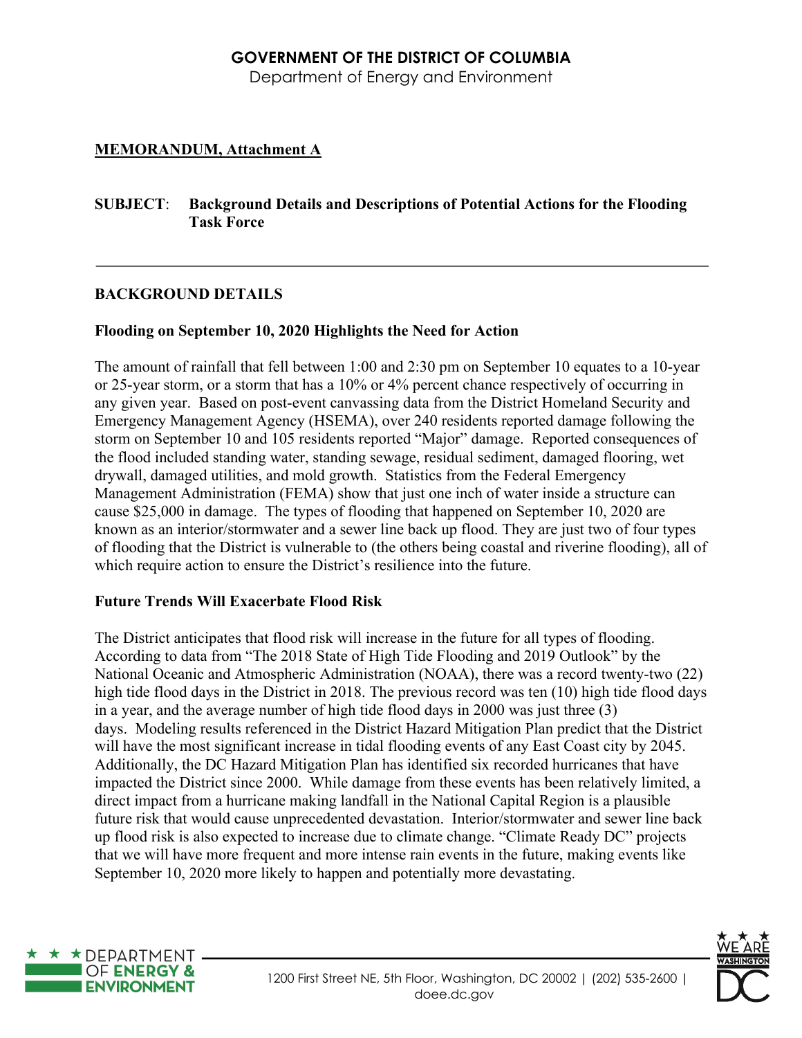# GOVERNMENT OF THE DISTRICT OF COLUMBIA

Department of Energy and Environment

**MEMORANDUM, Attachment A**

**SUBJECT**: **Background Details and Descriptions of Potential Actions for the Flooding Task Force**

---

## BACKGROUND DETAILS

### Flooding on September 10, 2020 Highlights the Need for Action

The amount of rainfall that fell between 1:00 and 2:30 pm on September 10 equates to a 10-year or 25-year storm, or a storm that has a 10% or 4% percent chance respectively of occurring in any given year. Based on post-event canvassing data from the District Homeland Security and Emergency Management Agency (HSEMA), over 240 residents reported damage following the storm on September 10 and 105 residents reported "Major" damage. Reported consequences of the flood included standing water, standing sewage, residual sediment, damaged flooring, wet drywall, damaged utilities, and mold growth. Statistics from the Federal Emergency Management Administration (FEMA) show that just one inch of water inside a structure can cause $25,000 in damage. The types of flooding that happened on September 10, 2020 are known as an interior/stormwater and a sewer line back up flood. They are just two of four types of flooding that the District is vulnerable to (the others being coastal and riverine flooding), all of which require action to ensure the District's resilience into the future.

### Future Trends Will Exacerbate Flood Risk

The District anticipates that flood risk will increase in the future for all types of flooding. According to data from "The 2018 State of High Tide Flooding and 2019 Outlook" by the National Oceanic and Atmospheric Administration (NOAA), there was a record twenty-two (22) high tide flood days in the District in 2018. The previous record was ten (10) high tide flood days in a year, and the average number of high tide flood days in 2000 was just three (3) days. Modeling results referenced in the District Hazard Mitigation Plan predict that the District will have the most significant increase in tidal flooding events of any East Coast city by 2045. Additionally, the DC Hazard Mitigation Plan has identified six recorded hurricanes that have impacted the District since 2000. While damage from these events has been relatively limited, a direct impact from a hurricane making landfall in the National Capital Region is a plausible future risk that would cause unprecedented devastation. Interior/stormwater and sewer line back up flood risk is also expected to increase due to climate change. "Climate Ready DC" projects that we will have more frequent and more intense rain events in the future, making events like September 10, 2020 more likely to happen and potentially more devastating.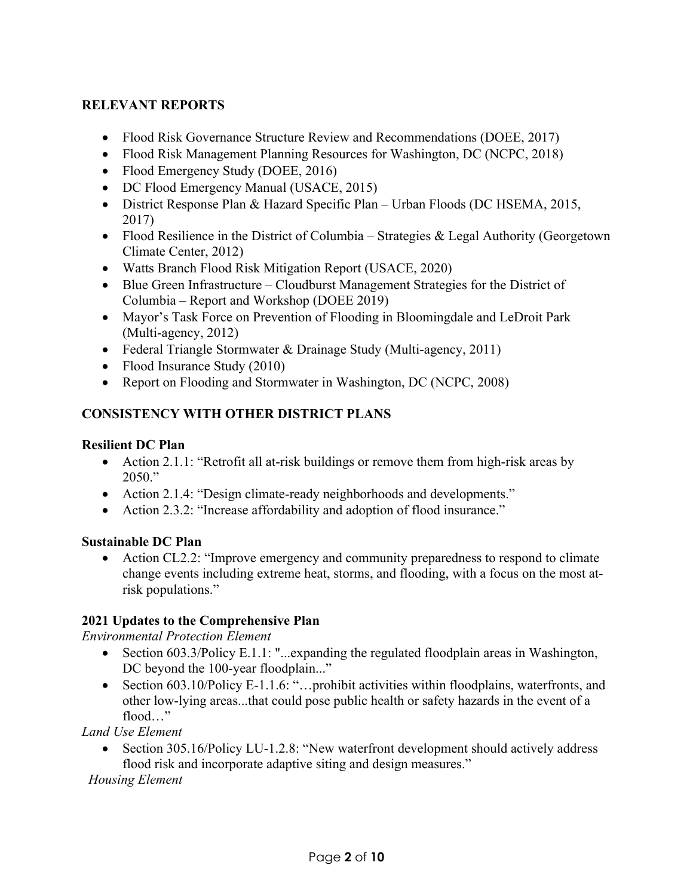## RELEVANT REPORTS

- Flood Risk Governance Structure Review and Recommendations (DOEE, 2017)
- Flood Risk Management Planning Resources for Washington, DC (NCPC, 2018)
- Flood Emergency Study (DOEE, 2016)
- DC Flood Emergency Manual (USACE, 2015)
- District Response Plan & Hazard Specific Plan – Urban Floods (DC HSEMA, 2015, 2017)
- Flood Resilience in the District of Columbia – Strategies & Legal Authority (Georgetown Climate Center, 2012)
- Watts Branch Flood Risk Mitigation Report (USACE, 2020)
- Blue Green Infrastructure – Cloudburst Management Strategies for the District of Columbia – Report and Workshop (DOEE 2019)
- Mayor's Task Force on Prevention of Flooding in Bloomingdale and LeDroit Park (Multi-agency, 2012)
- Federal Triangle Stormwater & Drainage Study (Multi-agency, 2011)
- Flood Insurance Study (2010)
- Report on Flooding and Stormwater in Washington, DC (NCPC, 2008)

## CONSISTENCY WITH OTHER DISTRICT PLANS

### Resilient DC Plan

- Action 2.1.1: "Retrofit all at-risk buildings or remove them from high-risk areas by 2050."
- Action 2.1.4: "Design climate-ready neighborhoods and developments."
- Action 2.3.2: "Increase affordability and adoption of flood insurance."

### Sustainable DC Plan

- Action CL2.2: "Improve emergency and community preparedness to respond to climate change events including extreme heat, storms, and flooding, with a focus on the most at-risk populations."

### 2021 Updates to the Comprehensive Plan

*Environmental Protection Element*

- Section 603.3/Policy E.1.1: "...expanding the regulated floodplain areas in Washington, DC beyond the 100-year floodplain..."
- Section 603.10/Policy E-1.1.6: "…prohibit activities within floodplains, waterfronts, and other low-lying areas...that could pose public health or safety hazards in the event of a flood…"

*Land Use Element*

- Section 305.16/Policy LU-1.2.8: "New waterfront development should actively address flood risk and incorporate adaptive siting and design measures."

*Housing Element*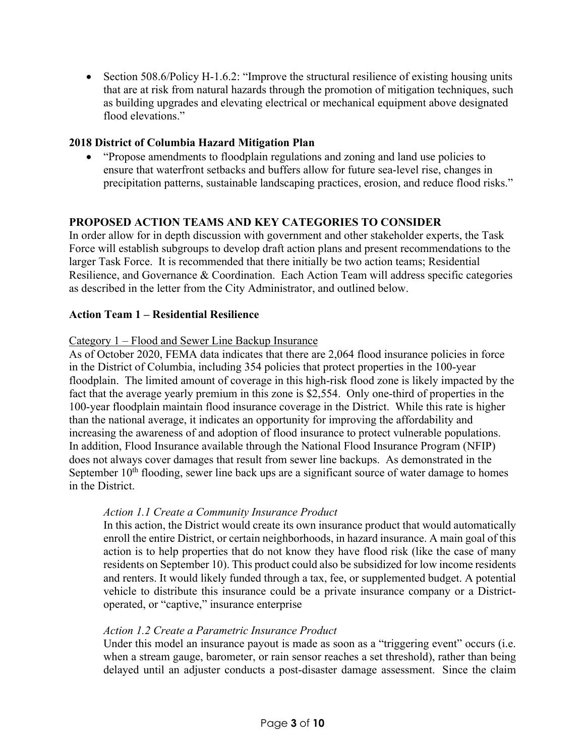- Section 508.6/Policy H-1.6.2: "Improve the structural resilience of existing housing units that are at risk from natural hazards through the promotion of mitigation techniques, such as building upgrades and elevating electrical or mechanical equipment above designated flood elevations."

**2018 District of Columbia Hazard Mitigation Plan**

- "Propose amendments to floodplain regulations and zoning and land use policies to ensure that waterfront setbacks and buffers allow for future sea-level rise, changes in precipitation patterns, sustainable landscaping practices, erosion, and reduce flood risks."

## PROPOSED ACTION TEAMS AND KEY CATEGORIES TO CONSIDER

In order allow for in depth discussion with government and other stakeholder experts, the Task Force will establish subgroups to develop draft action plans and present recommendations to the larger Task Force. It is recommended that there initially be two action teams; Residential Resilience, and Governance & Coordination. Each Action Team will address specific categories as described in the letter from the City Administrator, and outlined below.

### Action Team 1 – Residential Resilience

<u>Category 1 – Flood and Sewer Line Backup Insurance</u>

As of October 2020, FEMA data indicates that there are 2,064 flood insurance policies in force in the District of Columbia, including 354 policies that protect properties in the 100-year floodplain. The limited amount of coverage in this high-risk flood zone is likely impacted by the fact that the average yearly premium in this zone is $2,554. Only one-third of properties in the 100-year floodplain maintain flood insurance coverage in the District. While this rate is higher than the national average, it indicates an opportunity for improving the affordability and increasing the awareness of and adoption of flood insurance to protect vulnerable populations. In addition, Flood Insurance available through the National Flood Insurance Program (NFIP) does not always cover damages that result from sewer line backups. As demonstrated in the September 10th flooding, sewer line back ups are a significant source of water damage to homes in the District.

*Action 1.1 Create a Community Insurance Product*

In this action, the District would create its own insurance product that would automatically enroll the entire District, or certain neighborhoods, in hazard insurance. A main goal of this action is to help properties that do not know they have flood risk (like the case of many residents on September 10). This product could also be subsidized for low income residents and renters. It would likely funded through a tax, fee, or supplemented budget. A potential vehicle to distribute this insurance could be a private insurance company or a District-operated, or "captive," insurance enterprise

*Action 1.2 Create a Parametric Insurance Product*

Under this model an insurance payout is made as soon as a "triggering event" occurs (i.e. when a stream gauge, barometer, or rain sensor reaches a set threshold), rather than being delayed until an adjuster conducts a post-disaster damage assessment. Since the claim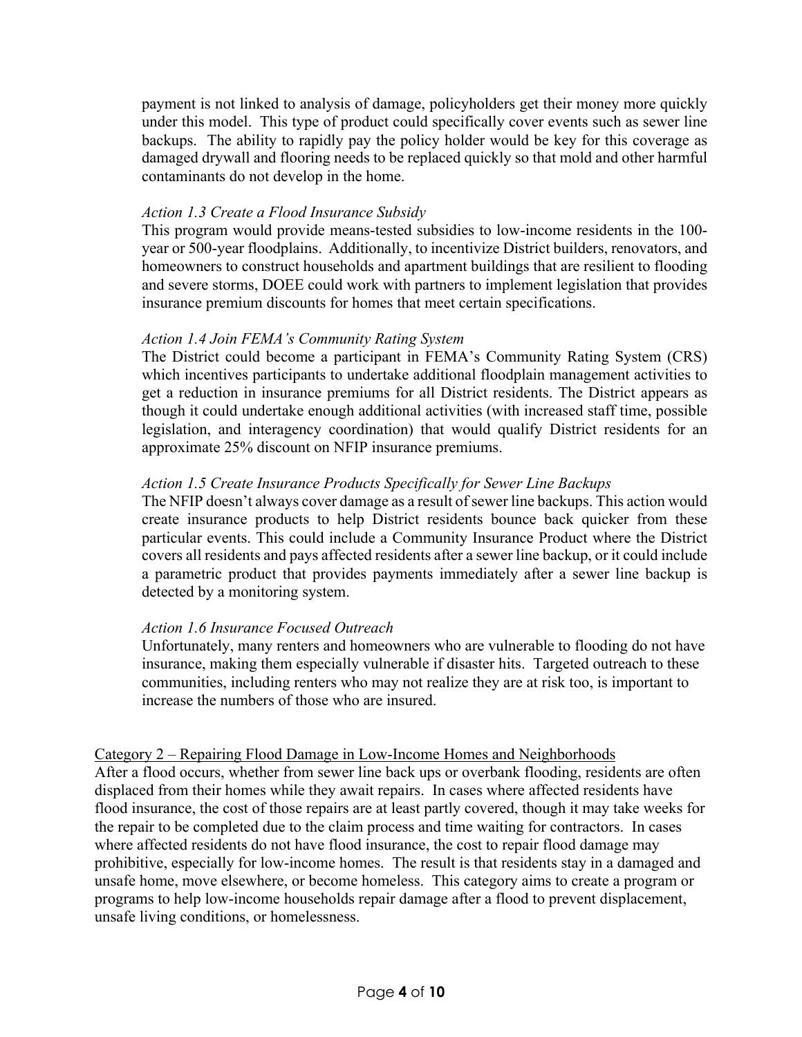payment is not linked to analysis of damage, policyholders get their money more quickly under this model. This type of product could specifically cover events such as sewer line backups. The ability to rapidly pay the policy holder would be key for this coverage as damaged drywall and flooring needs to be replaced quickly so that mold and other harmful contaminants do not develop in the home.

*Action 1.3 Create a Flood Insurance Subsidy*

This program would provide means-tested subsidies to low-income residents in the 100-year or 500-year floodplains. Additionally, to incentivize District builders, renovators, and homeowners to construct households and apartment buildings that are resilient to flooding and severe storms, DOEE could work with partners to implement legislation that provides insurance premium discounts for homes that meet certain specifications.

*Action 1.4 Join FEMA's Community Rating System*

The District could become a participant in FEMA's Community Rating System (CRS) which incentives participants to undertake additional floodplain management activities to get a reduction in insurance premiums for all District residents. The District appears as though it could undertake enough additional activities (with increased staff time, possible legislation, and interagency coordination) that would qualify District residents for an approximate 25% discount on NFIP insurance premiums.

*Action 1.5 Create Insurance Products Specifically for Sewer Line Backups*

The NFIP doesn't always cover damage as a result of sewer line backups. This action would create insurance products to help District residents bounce back quicker from these particular events. This could include a Community Insurance Product where the District covers all residents and pays affected residents after a sewer line backup, or it could include a parametric product that provides payments immediately after a sewer line backup is detected by a monitoring system.

*Action 1.6 Insurance Focused Outreach*

Unfortunately, many renters and homeowners who are vulnerable to flooding do not have insurance, making them especially vulnerable if disaster hits. Targeted outreach to these communities, including renters who may not realize they are at risk too, is important to increase the numbers of those who are insured.

<u>Category 2 – Repairing Flood Damage in Low-Income Homes and Neighborhoods</u>

After a flood occurs, whether from sewer line back ups or overbank flooding, residents are often displaced from their homes while they await repairs. In cases where affected residents have flood insurance, the cost of those repairs are at least partly covered, though it may take weeks for the repair to be completed due to the claim process and time waiting for contractors. In cases where affected residents do not have flood insurance, the cost to repair flood damage may prohibitive, especially for low-income homes. The result is that residents stay in a damaged and unsafe home, move elsewhere, or become homeless. This category aims to create a program or programs to help low-income households repair damage after a flood to prevent displacement, unsafe living conditions, or homelessness.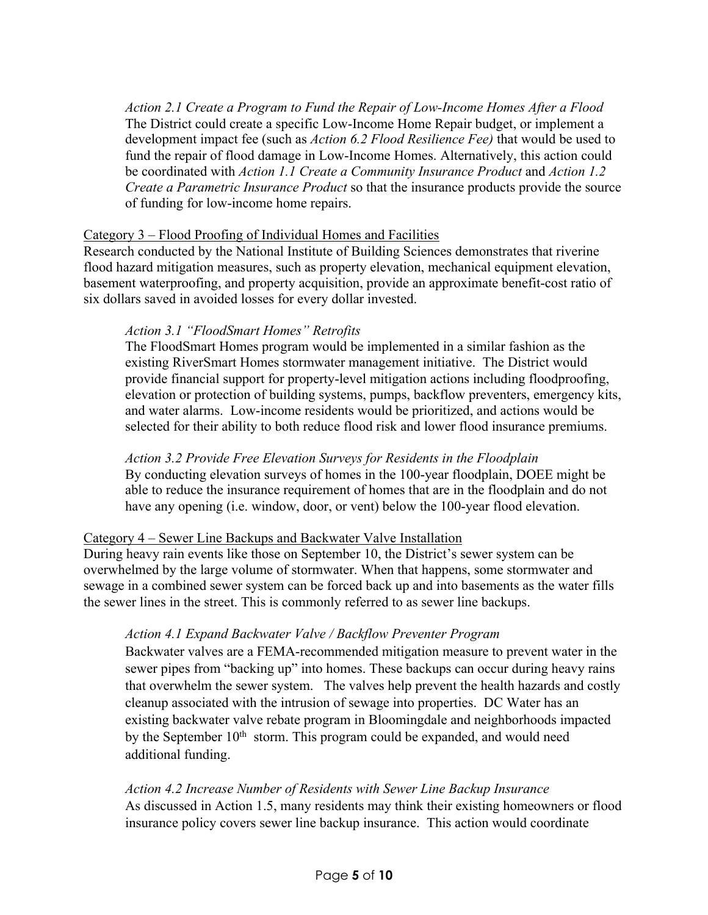*Action 2.1 Create a Program to Fund the Repair of Low-Income Homes After a Flood*
The District could create a specific Low-Income Home Repair budget, or implement a development impact fee (such as *Action 6.2 Flood Resilience Fee)* that would be used to fund the repair of flood damage in Low-Income Homes. Alternatively, this action could be coordinated with *Action 1.1 Create a Community Insurance Product* and *Action 1.2 Create a Parametric Insurance Product* so that the insurance products provide the source of funding for low-income home repairs.

<u>Category 3 – Flood Proofing of Individual Homes and Facilities</u>
Research conducted by the National Institute of Building Sciences demonstrates that riverine flood hazard mitigation measures, such as property elevation, mechanical equipment elevation, basement waterproofing, and property acquisition, provide an approximate benefit-cost ratio of six dollars saved in avoided losses for every dollar invested.

*Action 3.1 "FloodSmart Homes" Retrofits*
The FloodSmart Homes program would be implemented in a similar fashion as the existing RiverSmart Homes stormwater management initiative. The District would provide financial support for property-level mitigation actions including floodproofing, elevation or protection of building systems, pumps, backflow preventers, emergency kits, and water alarms. Low-income residents would be prioritized, and actions would be selected for their ability to both reduce flood risk and lower flood insurance premiums.

*Action 3.2 Provide Free Elevation Surveys for Residents in the Floodplain*
By conducting elevation surveys of homes in the 100-year floodplain, DOEE might be able to reduce the insurance requirement of homes that are in the floodplain and do not have any opening (i.e. window, door, or vent) below the 100-year flood elevation.

<u>Category 4 – Sewer Line Backups and Backwater Valve Installation</u>
During heavy rain events like those on September 10, the District's sewer system can be overwhelmed by the large volume of stormwater. When that happens, some stormwater and sewage in a combined sewer system can be forced back up and into basements as the water fills the sewer lines in the street. This is commonly referred to as sewer line backups.

*Action 4.1 Expand Backwater Valve / Backflow Preventer Program*
Backwater valves are a FEMA-recommended mitigation measure to prevent water in the sewer pipes from "backing up" into homes. These backups can occur during heavy rains that overwhelm the sewer system. The valves help prevent the health hazards and costly cleanup associated with the intrusion of sewage into properties. DC Water has an existing backwater valve rebate program in Bloomingdale and neighborhoods impacted by the September 10th storm. This program could be expanded, and would need additional funding.

*Action 4.2 Increase Number of Residents with Sewer Line Backup Insurance*
As discussed in Action 1.5, many residents may think their existing homeowners or flood insurance policy covers sewer line backup insurance. This action would coordinate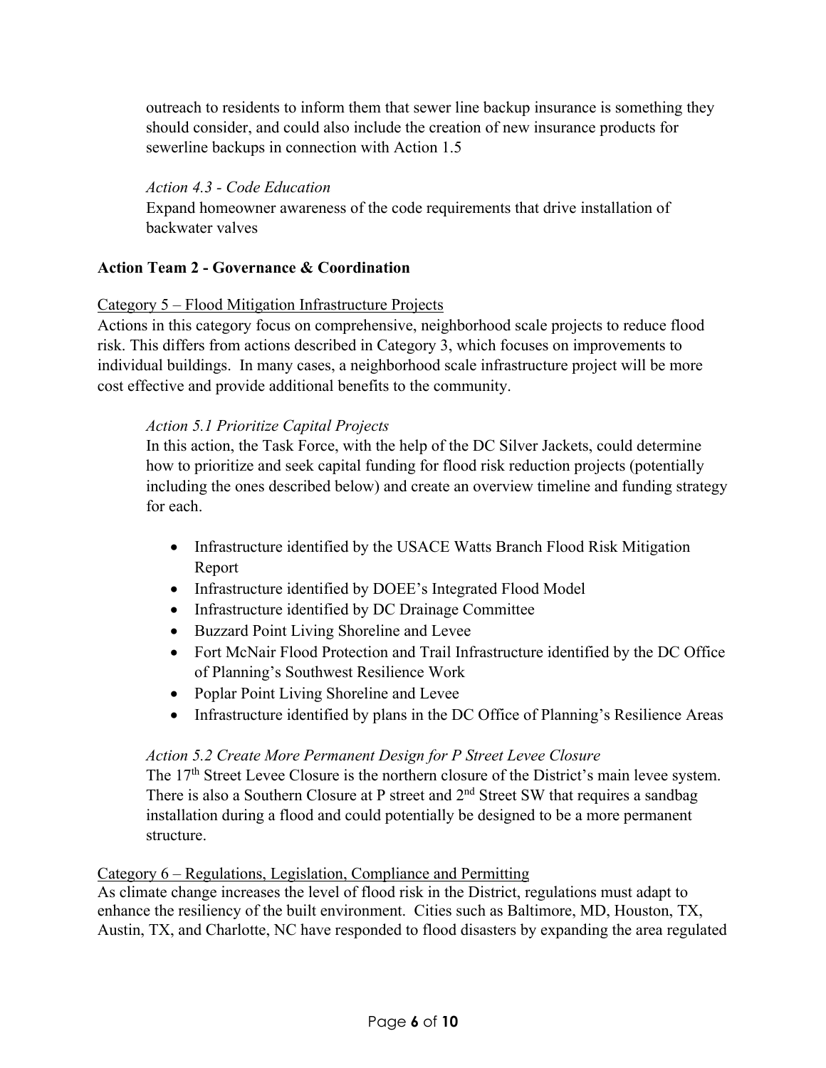outreach to residents to inform them that sewer line backup insurance is something they should consider, and could also include the creation of new insurance products for sewerline backups in connection with Action 1.5

*Action 4.3 - Code Education*

Expand homeowner awareness of the code requirements that drive installation of backwater valves

**Action Team 2 - Governance & Coordination**

<u>Category 5 – Flood Mitigation Infrastructure Projects</u>

Actions in this category focus on comprehensive, neighborhood scale projects to reduce flood risk. This differs from actions described in Category 3, which focuses on improvements to individual buildings. In many cases, a neighborhood scale infrastructure project will be more cost effective and provide additional benefits to the community.

*Action 5.1 Prioritize Capital Projects*

In this action, the Task Force, with the help of the DC Silver Jackets, could determine how to prioritize and seek capital funding for flood risk reduction projects (potentially including the ones described below) and create an overview timeline and funding strategy for each.

- Infrastructure identified by the USACE Watts Branch Flood Risk Mitigation Report
- Infrastructure identified by DOEE's Integrated Flood Model
- Infrastructure identified by DC Drainage Committee
- Buzzard Point Living Shoreline and Levee
- Fort McNair Flood Protection and Trail Infrastructure identified by the DC Office of Planning's Southwest Resilience Work
- Poplar Point Living Shoreline and Levee
- Infrastructure identified by plans in the DC Office of Planning's Resilience Areas

*Action 5.2 Create More Permanent Design for P Street Levee Closure*

The 17th Street Levee Closure is the northern closure of the District's main levee system. There is also a Southern Closure at P street and 2nd Street SW that requires a sandbag installation during a flood and could potentially be designed to be a more permanent structure.

<u>Category 6 – Regulations, Legislation, Compliance and Permitting</u>

As climate change increases the level of flood risk in the District, regulations must adapt to enhance the resiliency of the built environment. Cities such as Baltimore, MD, Houston, TX, Austin, TX, and Charlotte, NC have responded to flood disasters by expanding the area regulated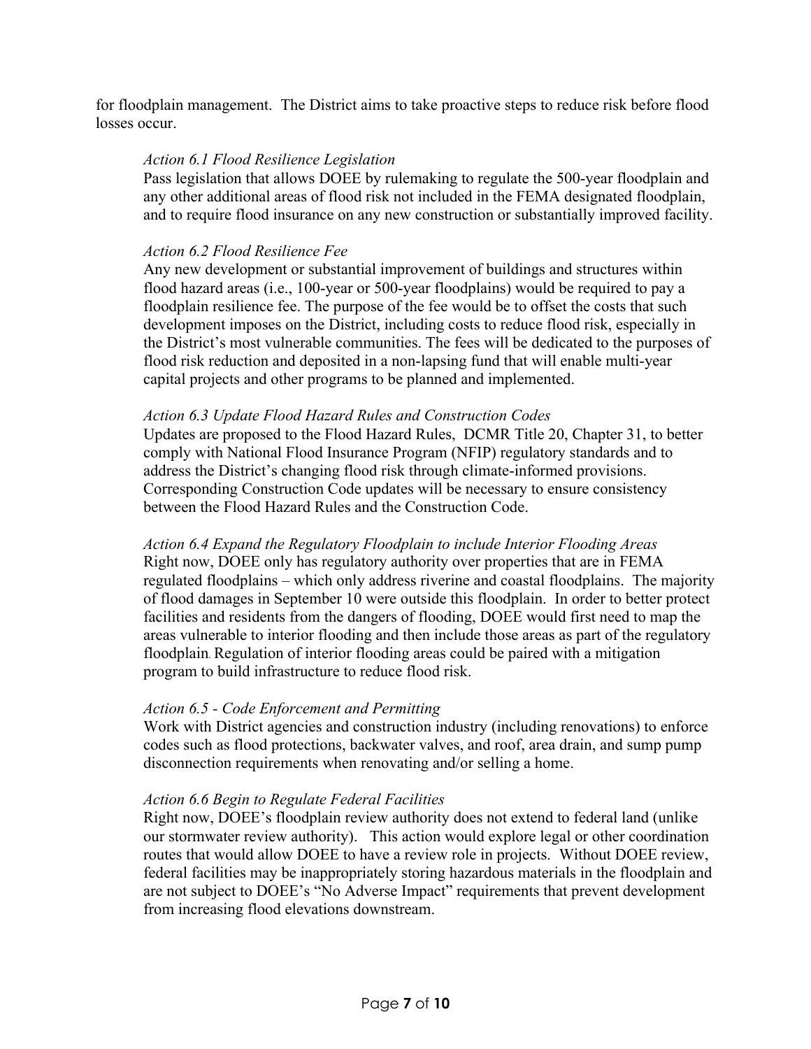for floodplain management. The District aims to take proactive steps to reduce risk before flood losses occur.

*Action 6.1 Flood Resilience Legislation*

Pass legislation that allows DOEE by rulemaking to regulate the 500-year floodplain and any other additional areas of flood risk not included in the FEMA designated floodplain, and to require flood insurance on any new construction or substantially improved facility.

*Action 6.2 Flood Resilience Fee*

Any new development or substantial improvement of buildings and structures within flood hazard areas (i.e., 100-year or 500-year floodplains) would be required to pay a floodplain resilience fee. The purpose of the fee would be to offset the costs that such development imposes on the District, including costs to reduce flood risk, especially in the District's most vulnerable communities. The fees will be dedicated to the purposes of flood risk reduction and deposited in a non-lapsing fund that will enable multi-year capital projects and other programs to be planned and implemented.

*Action 6.3 Update Flood Hazard Rules and Construction Codes*

Updates are proposed to the Flood Hazard Rules, DCMR Title 20, Chapter 31, to better comply with National Flood Insurance Program (NFIP) regulatory standards and to address the District's changing flood risk through climate-informed provisions. Corresponding Construction Code updates will be necessary to ensure consistency between the Flood Hazard Rules and the Construction Code.

*Action 6.4 Expand the Regulatory Floodplain to include Interior Flooding Areas*

Right now, DOEE only has regulatory authority over properties that are in FEMA regulated floodplains – which only address riverine and coastal floodplains. The majority of flood damages in September 10 were outside this floodplain. In order to better protect facilities and residents from the dangers of flooding, DOEE would first need to map the areas vulnerable to interior flooding and then include those areas as part of the regulatory floodplain. Regulation of interior flooding areas could be paired with a mitigation program to build infrastructure to reduce flood risk.

*Action 6.5 - Code Enforcement and Permitting*

Work with District agencies and construction industry (including renovations) to enforce codes such as flood protections, backwater valves, and roof, area drain, and sump pump disconnection requirements when renovating and/or selling a home.

*Action 6.6 Begin to Regulate Federal Facilities*

Right now, DOEE's floodplain review authority does not extend to federal land (unlike our stormwater review authority). This action would explore legal or other coordination routes that would allow DOEE to have a review role in projects. Without DOEE review, federal facilities may be inappropriately storing hazardous materials in the floodplain and are not subject to DOEE's "No Adverse Impact" requirements that prevent development from increasing flood elevations downstream.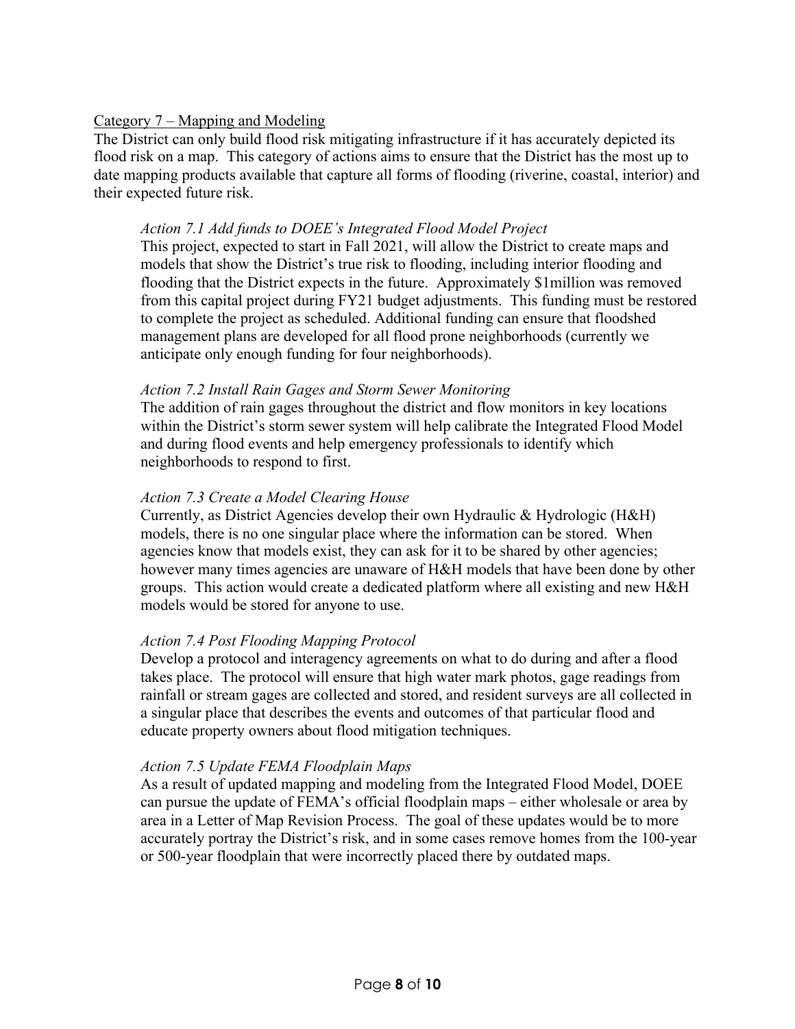## Category 7 – Mapping and Modeling

The District can only build flood risk mitigating infrastructure if it has accurately depicted its flood risk on a map. This category of actions aims to ensure that the District has the most up to date mapping products available that capture all forms of flooding (riverine, coastal, interior) and their expected future risk.

### *Action 7.1 Add funds to DOEE's Integrated Flood Model Project*

This project, expected to start in Fall 2021, will allow the District to create maps and models that show the District's true risk to flooding, including interior flooding and flooding that the District expects in the future. Approximately $1million was removed from this capital project during FY21 budget adjustments. This funding must be restored to complete the project as scheduled. Additional funding can ensure that floodshed management plans are developed for all flood prone neighborhoods (currently we anticipate only enough funding for four neighborhoods).

### *Action 7.2 Install Rain Gages and Storm Sewer Monitoring*

The addition of rain gages throughout the district and flow monitors in key locations within the District's storm sewer system will help calibrate the Integrated Flood Model and during flood events and help emergency professionals to identify which neighborhoods to respond to first.

### *Action 7.3 Create a Model Clearing House*

Currently, as District Agencies develop their own Hydraulic & Hydrologic (H&H) models, there is no one singular place where the information can be stored. When agencies know that models exist, they can ask for it to be shared by other agencies; however many times agencies are unaware of H&H models that have been done by other groups. This action would create a dedicated platform where all existing and new H&H models would be stored for anyone to use.

### *Action 7.4 Post Flooding Mapping Protocol*

Develop a protocol and interagency agreements on what to do during and after a flood takes place. The protocol will ensure that high water mark photos, gage readings from rainfall or stream gages are collected and stored, and resident surveys are all collected in a singular place that describes the events and outcomes of that particular flood and educate property owners about flood mitigation techniques.

### *Action 7.5 Update FEMA Floodplain Maps*

As a result of updated mapping and modeling from the Integrated Flood Model, DOEE can pursue the update of FEMA's official floodplain maps – either wholesale or area by area in a Letter of Map Revision Process. The goal of these updates would be to more accurately portray the District's risk, and in some cases remove homes from the 100-year or 500-year floodplain that were incorrectly placed there by outdated maps.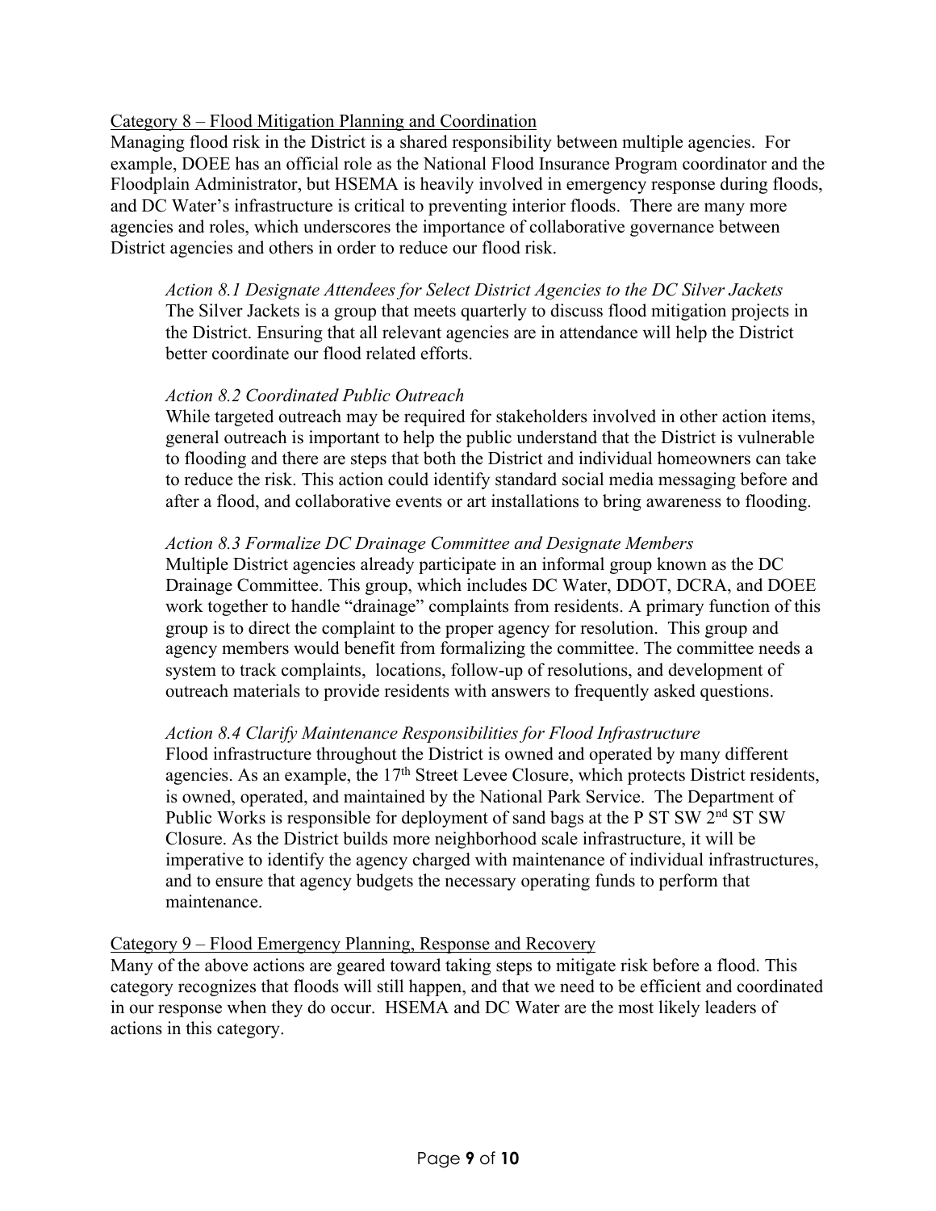## Category 8 – Flood Mitigation Planning and Coordination

Managing flood risk in the District is a shared responsibility between multiple agencies. For example, DOEE has an official role as the National Flood Insurance Program coordinator and the Floodplain Administrator, but HSEMA is heavily involved in emergency response during floods, and DC Water's infrastructure is critical to preventing interior floods. There are many more agencies and roles, which underscores the importance of collaborative governance between District agencies and others in order to reduce our flood risk.

*Action 8.1 Designate Attendees for Select District Agencies to the DC Silver Jackets*

The Silver Jackets is a group that meets quarterly to discuss flood mitigation projects in the District. Ensuring that all relevant agencies are in attendance will help the District better coordinate our flood related efforts.

*Action 8.2 Coordinated Public Outreach*

While targeted outreach may be required for stakeholders involved in other action items, general outreach is important to help the public understand that the District is vulnerable to flooding and there are steps that both the District and individual homeowners can take to reduce the risk. This action could identify standard social media messaging before and after a flood, and collaborative events or art installations to bring awareness to flooding.

*Action 8.3 Formalize DC Drainage Committee and Designate Members*

Multiple District agencies already participate in an informal group known as the DC Drainage Committee. This group, which includes DC Water, DDOT, DCRA, and DOEE work together to handle "drainage" complaints from residents. A primary function of this group is to direct the complaint to the proper agency for resolution. This group and agency members would benefit from formalizing the committee. The committee needs a system to track complaints, locations, follow-up of resolutions, and development of outreach materials to provide residents with answers to frequently asked questions.

*Action 8.4 Clarify Maintenance Responsibilities for Flood Infrastructure*

Flood infrastructure throughout the District is owned and operated by many different agencies. As an example, the 17th Street Levee Closure, which protects District residents, is owned, operated, and maintained by the National Park Service. The Department of Public Works is responsible for deployment of sand bags at the P ST SW 2nd ST SW Closure. As the District builds more neighborhood scale infrastructure, it will be imperative to identify the agency charged with maintenance of individual infrastructures, and to ensure that agency budgets the necessary operating funds to perform that maintenance.

## Category 9 – Flood Emergency Planning, Response and Recovery

Many of the above actions are geared toward taking steps to mitigate risk before a flood. This category recognizes that floods will still happen, and that we need to be efficient and coordinated in our response when they do occur. HSEMA and DC Water are the most likely leaders of actions in this category.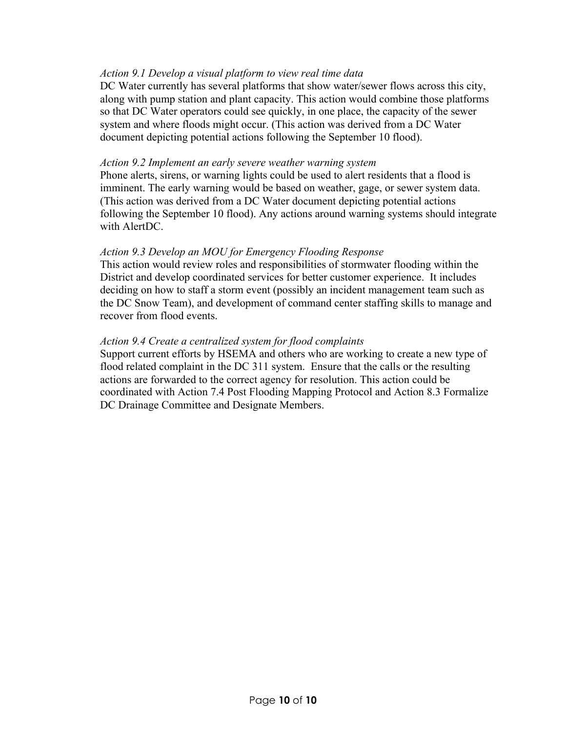*Action 9.1 Develop a visual platform to view real time data*

DC Water currently has several platforms that show water/sewer flows across this city, along with pump station and plant capacity. This action would combine those platforms so that DC Water operators could see quickly, in one place, the capacity of the sewer system and where floods might occur. (This action was derived from a DC Water document depicting potential actions following the September 10 flood).

*Action 9.2 Implement an early severe weather warning system*

Phone alerts, sirens, or warning lights could be used to alert residents that a flood is imminent. The early warning would be based on weather, gage, or sewer system data. (This action was derived from a DC Water document depicting potential actions following the September 10 flood). Any actions around warning systems should integrate with AlertDC.

*Action 9.3 Develop an MOU for Emergency Flooding Response*

This action would review roles and responsibilities of stormwater flooding within the District and develop coordinated services for better customer experience. It includes deciding on how to staff a storm event (possibly an incident management team such as the DC Snow Team), and development of command center staffing skills to manage and recover from flood events.

*Action 9.4 Create a centralized system for flood complaints*

Support current efforts by HSEMA and others who are working to create a new type of flood related complaint in the DC 311 system. Ensure that the calls or the resulting actions are forwarded to the correct agency for resolution. This action could be coordinated with Action 7.4 Post Flooding Mapping Protocol and Action 8.3 Formalize DC Drainage Committee and Designate Members.